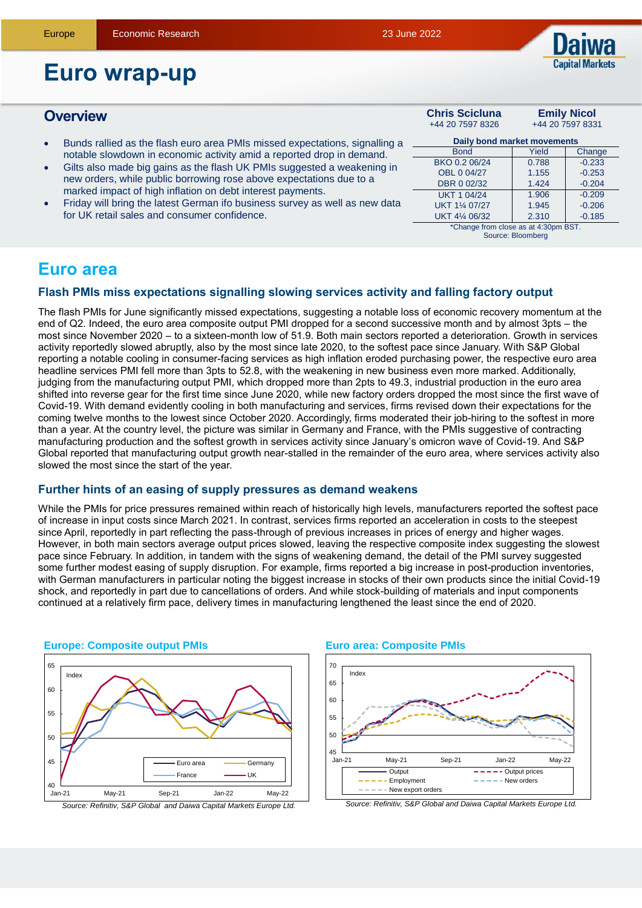Europe | Economic Research | 23 June 2022

# Euro wrap-up

## Overview

- Bunds rallied as the flash euro area PMIs missed expectations, signalling a notable slowdown in economic activity amid a reported drop in demand.
- Gilts also made big gains as the flash UK PMIs suggested a weakening in new orders, while public borrowing rose above expectations due to a marked impact of high inflation on debt interest payments.
- Friday will bring the latest German ifo business survey as well as new data for UK retail sales and consumer confidence.

**Chris Scicluna** +44 20 7597 8326 | **Emily Nicol** +44 20 7597 8331

**Daily bond market movements**

| Bond | Yield | Change |
|---|---|---|
| BKO 0.2 06/24 | 0.788 | -0.233 |
| OBL 0 04/27 | 1.155 | -0.253 |
| DBR 0 02/32 | 1.424 | -0.204 |
| UKT 1 04/24 | 1.906 | -0.209 |
| UKT 1¼ 07/27 | 1.945 | -0.206 |
| UKT 4¼ 06/32 | 2.310 | -0.185 |

*Change from close as at 4:30pm BST.
Source: Bloomberg

## Euro area

### Flash PMIs miss expectations signalling slowing services activity and falling factory output

The flash PMIs for June significantly missed expectations, suggesting a notable loss of economic recovery momentum at the end of Q2. Indeed, the euro area composite output PMI dropped for a second successive month and by almost 3pts – the most since November 2020 – to a sixteen-month low of 51.9. Both main sectors reported a deterioration. Growth in services activity reportedly slowed abruptly, also by the most since late 2020, to the softest pace since January. With S&P Global reporting a notable cooling in consumer-facing services as high inflation eroded purchasing power, the respective euro area headline services PMI fell more than 3pts to 52.8, with the weakening in new business even more marked. Additionally, judging from the manufacturing output PMI, which dropped more than 2pts to 49.3, industrial production in the euro area shifted into reverse gear for the first time since June 2020, while new factory orders dropped the most since the first wave of Covid-19. With demand evidently cooling in both manufacturing and services, firms revised down their expectations for the coming twelve months to the lowest since October 2020. Accordingly, firms moderated their job-hiring to the softest in more than a year. At the country level, the picture was similar in Germany and France, with the PMIs suggestive of contracting manufacturing production and the softest growth in services activity since January's omicron wave of Covid-19. And S&P Global reported that manufacturing output growth near-stalled in the remainder of the euro area, where services activity also slowed the most since the start of the year.

### Further hints of an easing of supply pressures as demand weakens

While the PMIs for price pressures remained within reach of historically high levels, manufacturers reported the softest pace of increase in input costs since March 2021. In contrast, services firms reported an acceleration in costs to the steepest since April, reportedly in part reflecting the pass-through of previous increases in prices of energy and higher wages. However, in both main sectors average output prices slowed, leaving the respective composite index suggesting the slowest pace since February. In addition, in tandem with the signs of weakening demand, the detail of the PMI survey suggested some further modest easing of supply disruption. For example, firms reported a big increase in post-production inventories, with German manufacturers in particular noting the biggest increase in stocks of their own products since the initial Covid-19 shock, and reportedly in part due to cancellations of orders. And while stock-building of materials and input components continued at a relatively firm pace, delivery times in manufacturing lengthened the least since the end of 2020.

**Europe: Composite output PMIs**

*Source: Refinitiv, S&P Global and Daiwa Capital Markets Europe Ltd.*

**Euro area: Composite PMIs**

*Source: Refinitiv, S&P Global and Daiwa Capital Markets Europe Ltd.*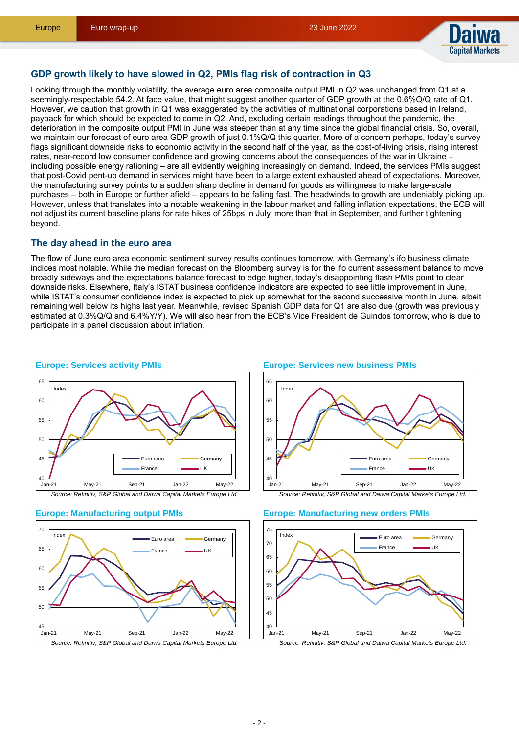## GDP growth likely to have slowed in Q2, PMIs flag risk of contraction in Q3

Looking through the monthly volatility, the average euro area composite output PMI in Q2 was unchanged from Q1 at a seemingly-respectable 54.2. At face value, that might suggest another quarter of GDP growth at the 0.6%Q/Q rate of Q1. However, we caution that growth in Q1 was exaggerated by the activities of multinational corporations based in Ireland, payback for which should be expected to come in Q2. And, excluding certain readings throughout the pandemic, the deterioration in the composite output PMI in June was steeper than at any time since the global financial crisis. So, overall, we maintain our forecast of euro area GDP growth of just 0.1%Q/Q this quarter. More of a concern perhaps, today's survey flags significant downside risks to economic activity in the second half of the year, as the cost-of-living crisis, rising interest rates, near-record low consumer confidence and growing concerns about the consequences of the war in Ukraine – including possible energy rationing – are all evidently weighing increasingly on demand. Indeed, the services PMIs suggest that post-Covid pent-up demand in services might have been to a large extent exhausted ahead of expectations. Moreover, the manufacturing survey points to a sudden sharp decline in demand for goods as willingness to make large-scale purchases – both in Europe or further afield – appears to be falling fast. The headwinds to growth are undeniably picking up. However, unless that translates into a notable weakening in the labour market and falling inflation expectations, the ECB will not adjust its current baseline plans for rate hikes of 25bps in July, more than that in September, and further tightening beyond.

## The day ahead in the euro area

The flow of June euro area economic sentiment survey results continues tomorrow, with Germany's ifo business climate indices most notable. While the median forecast on the Bloomberg survey is for the ifo current assessment balance to move broadly sideways and the expectations balance forecast to edge higher, today's disappointing flash PMIs point to clear downside risks. Elsewhere, Italy's ISTAT business confidence indicators are expected to see little improvement in June, while ISTAT's consumer confidence index is expected to pick up somewhat for the second successive month in June, albeit remaining well below its highs last year. Meanwhile, revised Spanish GDP data for Q1 are also due (growth was previously estimated at 0.3%Q/Q and 6.4%Y/Y). We will also hear from the ECB's Vice President de Guindos tomorrow, who is due to participate in a panel discussion about inflation.

### Europe: Services activity PMIs

*Source: Refinitiv, S&P Global and Daiwa Capital Markets Europe Ltd.*

### Europe: Services new business PMIs

*Source: Refinitiv, S&P Global and Daiwa Capital Markets Europe Ltd.*

### Europe: Manufacturing output PMIs

*Source: Refinitiv, S&P Global and Daiwa Capital Markets Europe Ltd.*

### Europe: Manufacturing new orders PMIs

*Source: Refinitiv, S&P Global and Daiwa Capital Markets Europe Ltd.*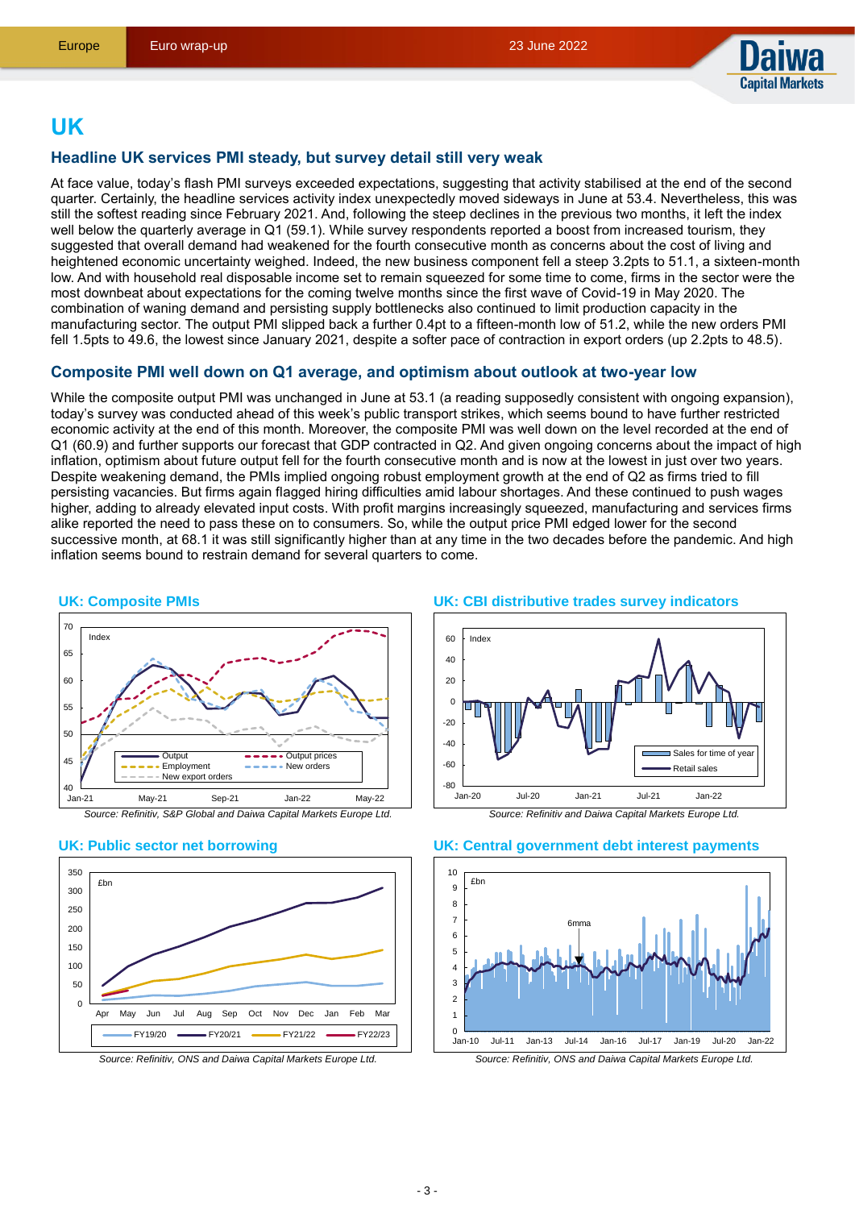# UK

## Headline UK services PMI steady, but survey detail still very weak

At face value, today's flash PMI surveys exceeded expectations, suggesting that activity stabilised at the end of the second quarter. Certainly, the headline services activity index unexpectedly moved sideways in June at 53.4. Nevertheless, this was still the softest reading since February 2021. And, following the steep declines in the previous two months, it left the index well below the quarterly average in Q1 (59.1). While survey respondents reported a boost from increased tourism, they suggested that overall demand had weakened for the fourth consecutive month as concerns about the cost of living and heightened economic uncertainty weighed. Indeed, the new business component fell a steep 3.2pts to 51.1, a sixteen-month low. And with household real disposable income set to remain squeezed for some time to come, firms in the sector were the most downbeat about expectations for the coming twelve months since the first wave of Covid-19 in May 2020. The combination of waning demand and persisting supply bottlenecks also continued to limit production capacity in the manufacturing sector. The output PMI slipped back a further 0.4pt to a fifteen-month low of 51.2, while the new orders PMI fell 1.5pts to 49.6, the lowest since January 2021, despite a softer pace of contraction in export orders (up 2.2pts to 48.5).

## Composite PMI well down on Q1 average, and optimism about outlook at two-year low

While the composite output PMI was unchanged in June at 53.1 (a reading supposedly consistent with ongoing expansion), today's survey was conducted ahead of this week's public transport strikes, which seems bound to have further restricted economic activity at the end of this month. Moreover, the composite PMI was well down on the level recorded at the end of Q1 (60.9) and further supports our forecast that GDP contracted in Q2. And given ongoing concerns about the impact of high inflation, optimism about future output fell for the fourth consecutive month and is now at the lowest in just over two years. Despite weakening demand, the PMIs implied ongoing robust employment growth at the end of Q2 as firms tried to fill persisting vacancies. But firms again flagged hiring difficulties amid labour shortages. And these continued to push wages higher, adding to already elevated input costs. With profit margins increasingly squeezed, manufacturing and services firms alike reported the need to pass these on to consumers. So, while the output price PMI edged lower for the second successive month, at 68.1 it was still significantly higher than at any time in the two decades before the pandemic. And high inflation seems bound to restrain demand for several quarters to come.

### UK: Composite PMIs

*Source: Refinitiv, S&P Global and Daiwa Capital Markets Europe Ltd.*

### UK: CBI distributive trades survey indicators

*Source: Refinitiv and Daiwa Capital Markets Europe Ltd.*

### UK: Public sector net borrowing

*Source: Refinitiv, ONS and Daiwa Capital Markets Europe Ltd.*

### UK: Central government debt interest payments

*Source: Refinitiv, ONS and Daiwa Capital Markets Europe Ltd.*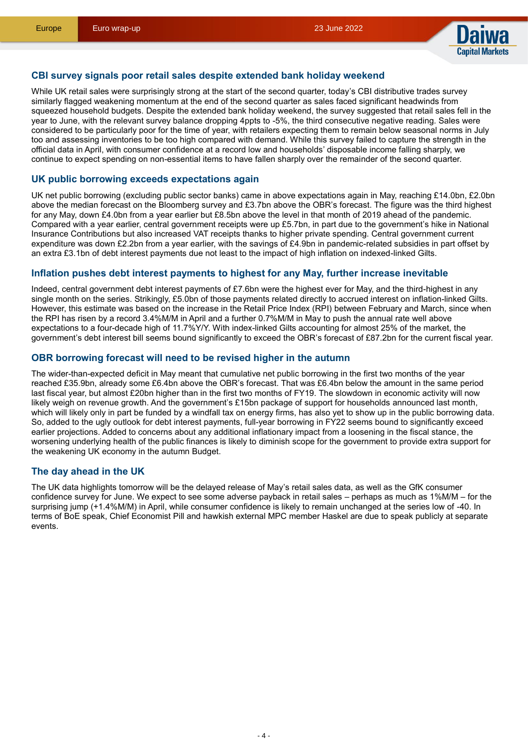## CBI survey signals poor retail sales despite extended bank holiday weekend

While UK retail sales were surprisingly strong at the start of the second quarter, today's CBI distributive trades survey similarly flagged weakening momentum at the end of the second quarter as sales faced significant headwinds from squeezed household budgets. Despite the extended bank holiday weekend, the survey suggested that retail sales fell in the year to June, with the relevant survey balance dropping 4ppts to -5%, the third consecutive negative reading. Sales were considered to be particularly poor for the time of year, with retailers expecting them to remain below seasonal norms in July too and assessing inventories to be too high compared with demand. While this survey failed to capture the strength in the official data in April, with consumer confidence at a record low and households' disposable income falling sharply, we continue to expect spending on non-essential items to have fallen sharply over the remainder of the second quarter.

## UK public borrowing exceeds expectations again

UK net public borrowing (excluding public sector banks) came in above expectations again in May, reaching £14.0bn, £2.0bn above the median forecast on the Bloomberg survey and £3.7bn above the OBR's forecast. The figure was the third highest for any May, down £4.0bn from a year earlier but £8.5bn above the level in that month of 2019 ahead of the pandemic. Compared with a year earlier, central government receipts were up £5.7bn, in part due to the government's hike in National Insurance Contributions but also increased VAT receipts thanks to higher private spending. Central government current expenditure was down £2.2bn from a year earlier, with the savings of £4.9bn in pandemic-related subsidies in part offset by an extra £3.1bn of debt interest payments due not least to the impact of high inflation on indexed-linked Gilts.

## Inflation pushes debt interest payments to highest for any May, further increase inevitable

Indeed, central government debt interest payments of £7.6bn were the highest ever for May, and the third-highest in any single month on the series. Strikingly, £5.0bn of those payments related directly to accrued interest on inflation-linked Gilts. However, this estimate was based on the increase in the Retail Price Index (RPI) between February and March, since when the RPI has risen by a record 3.4%M/M in April and a further 0.7%M/M in May to push the annual rate well above expectations to a four-decade high of 11.7%Y/Y. With index-linked Gilts accounting for almost 25% of the market, the government's debt interest bill seems bound significantly to exceed the OBR's forecast of £87.2bn for the current fiscal year.

## OBR borrowing forecast will need to be revised higher in the autumn

The wider-than-expected deficit in May meant that cumulative net public borrowing in the first two months of the year reached £35.9bn, already some £6.4bn above the OBR's forecast. That was £6.4bn below the amount in the same period last fiscal year, but almost £20bn higher than in the first two months of FY19. The slowdown in economic activity will now likely weigh on revenue growth. And the government's £15bn package of support for households announced last month, which will likely only in part be funded by a windfall tax on energy firms, has also yet to show up in the public borrowing data. So, added to the ugly outlook for debt interest payments, full-year borrowing in FY22 seems bound to significantly exceed earlier projections. Added to concerns about any additional inflationary impact from a loosening in the fiscal stance, the worsening underlying health of the public finances is likely to diminish scope for the government to provide extra support for the weakening UK economy in the autumn Budget.

## The day ahead in the UK

The UK data highlights tomorrow will be the delayed release of May's retail sales data, as well as the GfK consumer confidence survey for June. We expect to see some adverse payback in retail sales – perhaps as much as 1%M/M – for the surprising jump (+1.4%M/M) in April, while consumer confidence is likely to remain unchanged at the series low of -40. In terms of BoE speak, Chief Economist Pill and hawkish external MPC member Haskel are due to speak publicly at separate events.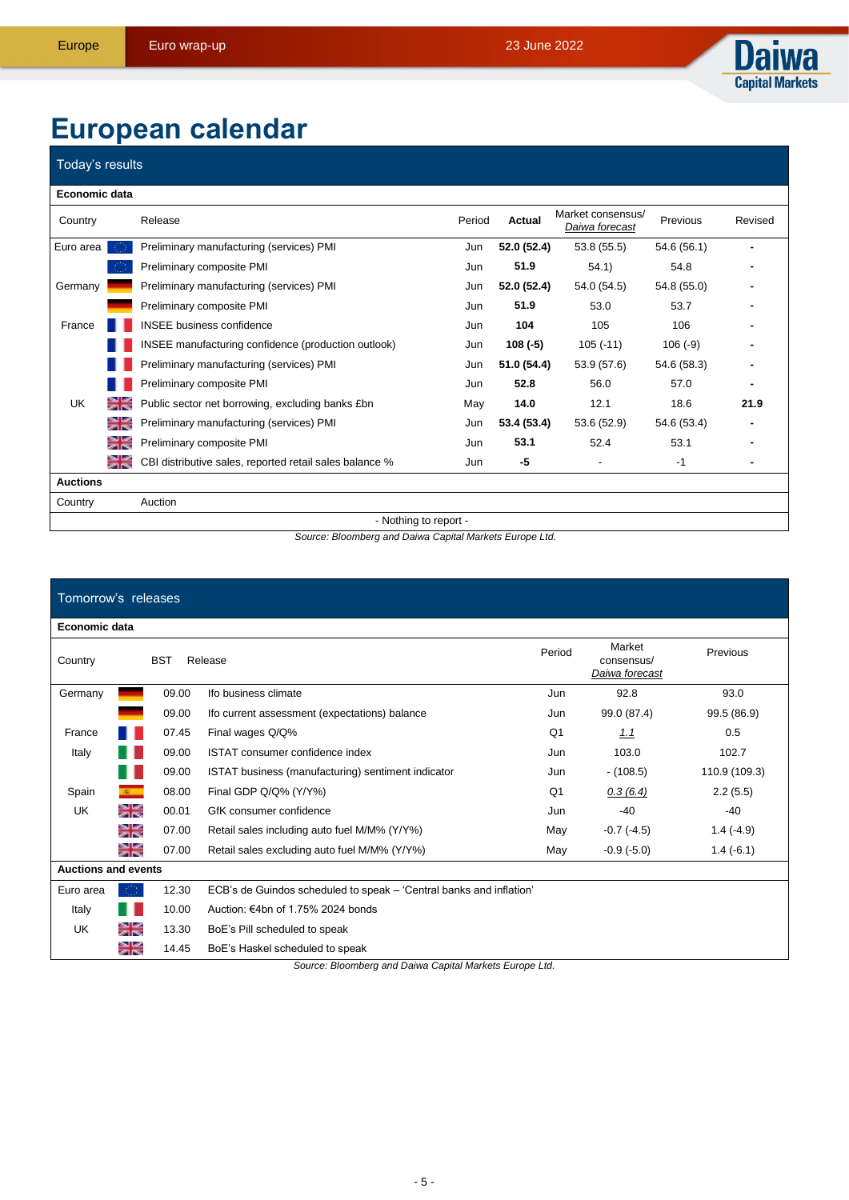# European calendar

| Today's results | | | | | | | |
|---|---|---|---|---|---|---|---|
| **Economic data** | | | | | | | |
| Country | | Release | Period | **Actual** | Market consensus/ *Daiwa forecast* | Previous | Revised |
| Euro area | | Preliminary manufacturing (services) PMI | Jun | **52.0 (52.4)** | 53.8 (55.5) | 54.6 (56.1) | - |
| | | Preliminary composite PMI | Jun | **51.9** | 54.1) | 54.8 | - |
| Germany | | Preliminary manufacturing (services) PMI | Jun | **52.0 (52.4)** | 54.0 (54.5) | 54.8 (55.0) | - |
| | | Preliminary composite PMI | Jun | **51.9** | 53.0 | 53.7 | - |
| France | | INSEE business confidence | Jun | **104** | 105 | 106 | - |
| | | INSEE manufacturing confidence (production outlook) | Jun | **108 (-5)** | 105 (-11) | 106 (-9) | - |
| | | Preliminary manufacturing (services) PMI | Jun | **51.0 (54.4)** | 53.9 (57.6) | 54.6 (58.3) | - |
| | | Preliminary composite PMI | Jun | **52.8** | 56.0 | 57.0 | - |
| UK | | Public sector net borrowing, excluding banks £bn | May | **14.0** | 12.1 | 18.6 | **21.9** |
| | | Preliminary manufacturing (services) PMI | Jun | **53.4 (53.4)** | 53.6 (52.9) | 54.6 (53.4) | - |
| | | Preliminary composite PMI | Jun | **53.1** | 52.4 | 53.1 | - |
| | | CBI distributive sales, reported retail sales balance % | Jun | **-5** | - | -1 | - |
| **Auctions** | | | | | | | |
| Country | | Auction | | | | | |
| - Nothing to report - | | | | | | | |

*Source: Bloomberg and Daiwa Capital Markets Europe Ltd.*

| Tomorrow's releases | | | | | | |
|---|---|---|---|---|---|---|
| **Economic data** | | | | | | |
| Country | | BST | Release | Period | Market consensus/ *Daiwa forecast* | Previous |
| Germany | | 09.00 | Ifo business climate | Jun | 92.8 | 93.0 |
| | | 09.00 | Ifo current assessment (expectations) balance | Jun | 99.0 (87.4) | 99.5 (86.9) |
| France | | 07.45 | Final wages Q/Q% | Q1 | *1.1* | 0.5 |
| Italy | | 09.00 | ISTAT consumer confidence index | Jun | 103.0 | 102.7 |
| | | 09.00 | ISTAT business (manufacturing) sentiment indicator | Jun | - (108.5) | 110.9 (109.3) |
| Spain | | 08.00 | Final GDP Q/Q% (Y/Y%) | Q1 | *0.3 (6.4)* | 2.2 (5.5) |
| UK | | 00.01 | GfK consumer confidence | Jun | -40 | -40 |
| | | 07.00 | Retail sales including auto fuel M/M% (Y/Y%) | May | -0.7 (-4.5) | 1.4 (-4.9) |
| | | 07.00 | Retail sales excluding auto fuel M/M% (Y/Y%) | May | -0.9 (-5.0) | 1.4 (-6.1) |
| **Auctions and events** | | | | | | |
| Euro area | | 12.30 | ECB's de Guindos scheduled to speak – 'Central banks and inflation' | | | |
| Italy | | 10.00 | Auction: €4bn of 1.75% 2024 bonds | | | |
| UK | | 13.30 | BoE's Pill scheduled to speak | | | |
| | | 14.45 | BoE's Haskel scheduled to speak | | | |

*Source: Bloomberg and Daiwa Capital Markets Europe Ltd.*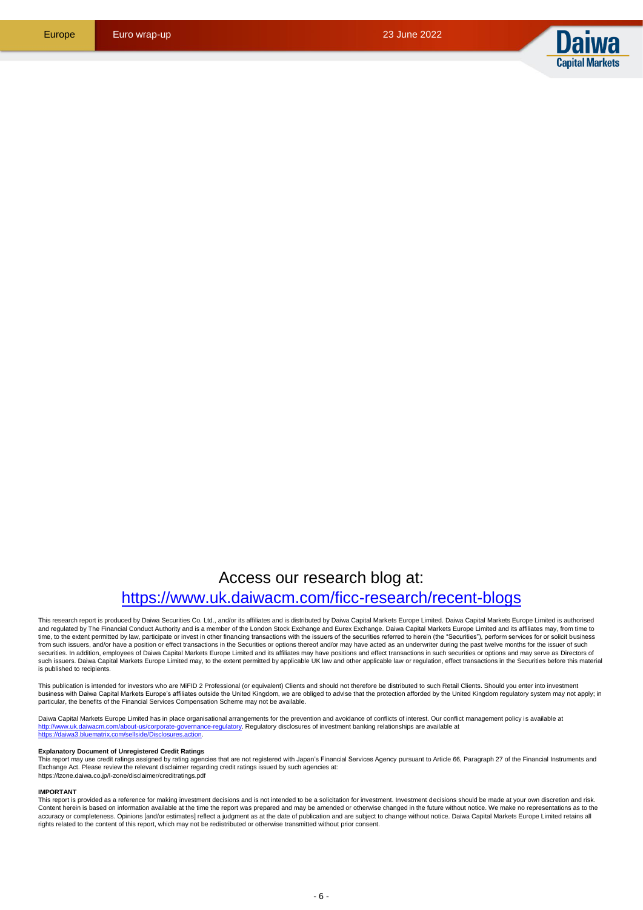Access our research blog at:

[https://www.uk.daiwacm.com/ficc-research/recent-blogs](https://www.uk.daiwacm.com/ficc-research/recent-blogs)

This research report is produced by Daiwa Securities Co. Ltd., and/or its affiliates and is distributed by Daiwa Capital Markets Europe Limited. Daiwa Capital Markets Europe Limited is authorised and regulated by The Financial Conduct Authority and is a member of the London Stock Exchange and Eurex Exchange. Daiwa Capital Markets Europe Limited and its affiliates may, from time to time, to the extent permitted by law, participate or invest in other financing transactions with the issuers of the securities referred to herein (the "Securities"), perform services for or solicit business from such issuers, and/or have a position or effect transactions in the Securities or options thereof and/or may have acted as an underwriter during the past twelve months for the issuer of such securities. In addition, employees of Daiwa Capital Markets Europe Limited and its affiliates may have positions and effect transactions in such securities or options and may serve as Directors of such issuers. Daiwa Capital Markets Europe Limited may, to the extent permitted by applicable UK law and other applicable law or regulation, effect transactions in the Securities before this material is published to recipients.

This publication is intended for investors who are MiFID 2 Professional (or equivalent) Clients and should not therefore be distributed to such Retail Clients. Should you enter into investment business with Daiwa Capital Markets Europe's affiliates outside the United Kingdom, we are obliged to advise that the protection afforded by the United Kingdom regulatory system may not apply; in particular, the benefits of the Financial Services Compensation Scheme may not be available.

Daiwa Capital Markets Europe Limited has in place organisational arrangements for the prevention and avoidance of conflicts of interest. Our conflict management policy is available at [http://www.uk.daiwacm.com/about-us/corporate-governance-regulatory](http://www.uk.daiwacm.com/about-us/corporate-governance-regulatory). Regulatory disclosures of investment banking relationships are available at [https://daiwa3.bluematrix.com/sellside/Disclosures.action](https://daiwa3.bluematrix.com/sellside/Disclosures.action).

**Explanatory Document of Unregistered Credit Ratings**
This report may use credit ratings assigned by rating agencies that are not registered with Japan's Financial Services Agency pursuant to Article 66, Paragraph 27 of the Financial Instruments and Exchange Act. Please review the relevant disclaimer regarding credit ratings issued by such agencies at:
https://lzone.daiwa.co.jp/l-zone/disclaimer/creditratings.pdf

**IMPORTANT**
This report is provided as a reference for making investment decisions and is not intended to be a solicitation for investment. Investment decisions should be made at your own discretion and risk. Content herein is based on information available at the time the report was prepared and may be amended or otherwise changed in the future without notice. We make no representations as to the accuracy or completeness. Opinions [and/or estimates] reflect a judgment as at the date of publication and are subject to change without notice. Daiwa Capital Markets Europe Limited retains all rights related to the content of this report, which may not be redistributed or otherwise transmitted without prior consent.